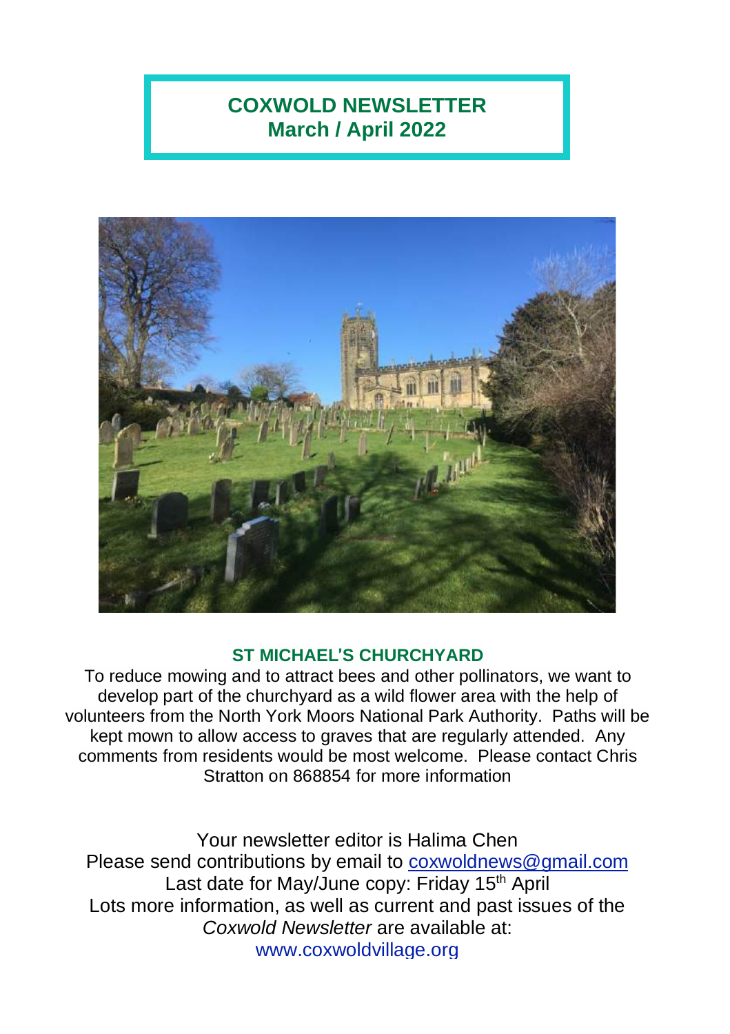# COXWOLD NEWSLETTER
## March / April 2022

### ST MICHAEL'S CHURCHYARD

To reduce mowing and to attract bees and other pollinators, we want to develop part of the churchyard as a wild flower area with the help of volunteers from the North York Moors National Park Authority. Paths will be kept mown to allow access to graves that are regularly attended. Any comments from residents would be most welcome. Please contact Chris Stratton on 868854 for more information

Your newsletter editor is Halima Chen
Please send contributions by email to coxwoldnews@gmail.com
Last date for May/June copy: Friday 15th April
Lots more information, as well as current and past issues of the *Coxwold Newsletter* are available at:
www.coxwoldvillage.org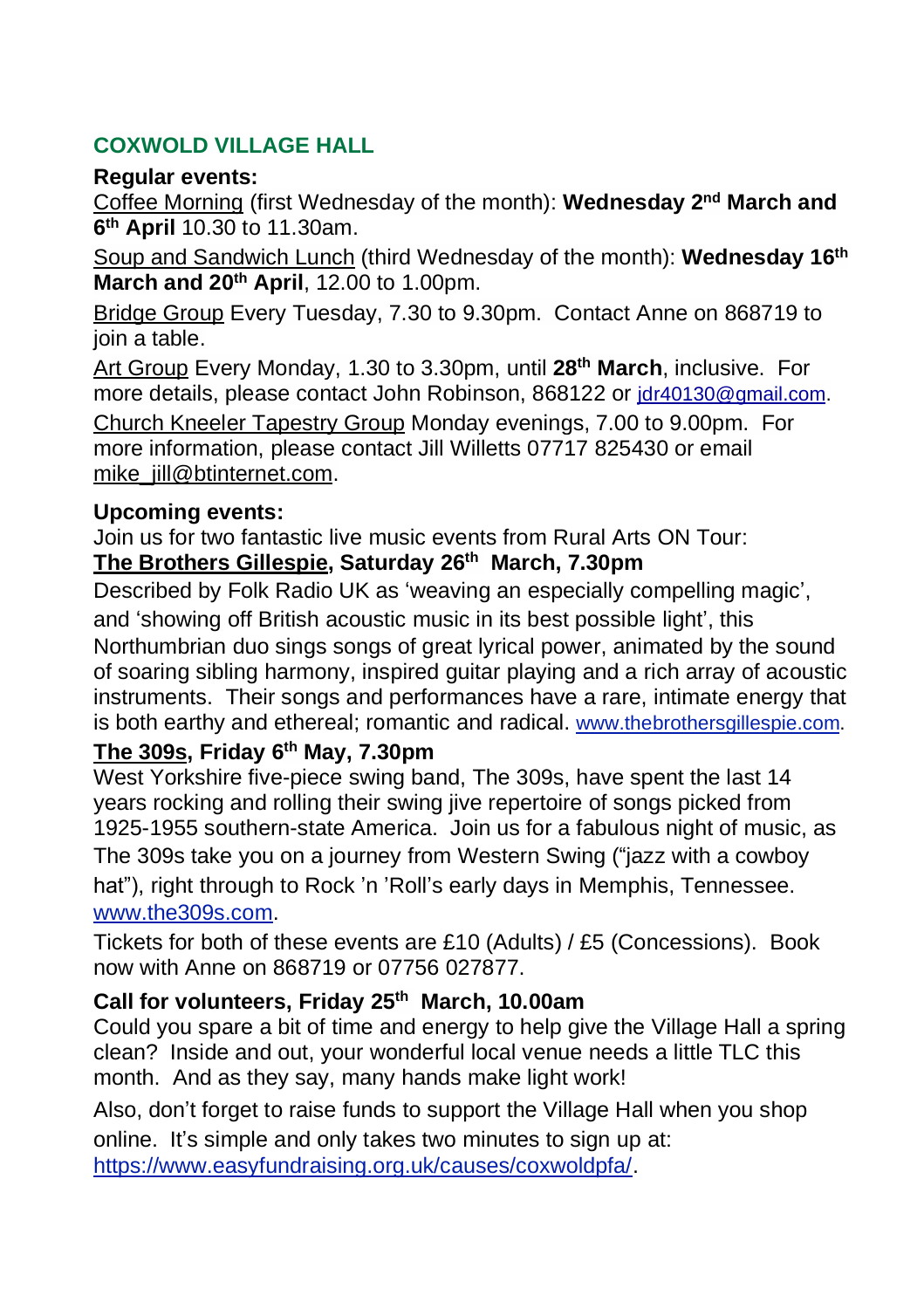## COXWOLD VILLAGE HALL

**Regular events:**

Coffee Morning (first Wednesday of the month): **Wednesday 2nd March and 6th April** 10.30 to 11.30am.

Soup and Sandwich Lunch (third Wednesday of the month): **Wednesday 16th March and 20th April**, 12.00 to 1.00pm.

Bridge Group Every Tuesday, 7.30 to 9.30pm. Contact Anne on 868719 to join a table.

Art Group Every Monday, 1.30 to 3.30pm, until **28th March**, inclusive. For more details, please contact John Robinson, 868122 or jdr40130@gmail.com.

Church Kneeler Tapestry Group Monday evenings, 7.00 to 9.00pm. For more information, please contact Jill Willetts 07717 825430 or email mike_jill@btinternet.com.

**Upcoming events:**

Join us for two fantastic live music events from Rural Arts ON Tour:

**The Brothers Gillespie, Saturday 26th March, 7.30pm**

Described by Folk Radio UK as 'weaving an especially compelling magic', and 'showing off British acoustic music in its best possible light', this Northumbrian duo sings songs of great lyrical power, animated by the sound of soaring sibling harmony, inspired guitar playing and a rich array of acoustic instruments. Their songs and performances have a rare, intimate energy that is both earthy and ethereal; romantic and radical. www.thebrothersgillespie.com.

**The 309s, Friday 6th May, 7.30pm**

West Yorkshire five-piece swing band, The 309s, have spent the last 14 years rocking and rolling their swing jive repertoire of songs picked from 1925-1955 southern-state America. Join us for a fabulous night of music, as The 309s take you on a journey from Western Swing ("jazz with a cowboy hat"), right through to Rock 'n 'Roll's early days in Memphis, Tennessee. www.the309s.com.

Tickets for both of these events are £10 (Adults) / £5 (Concessions). Book now with Anne on 868719 or 07756 027877.

**Call for volunteers, Friday 25th March, 10.00am**

Could you spare a bit of time and energy to help give the Village Hall a spring clean? Inside and out, your wonderful local venue needs a little TLC this month. And as they say, many hands make light work!

Also, don't forget to raise funds to support the Village Hall when you shop online. It's simple and only takes two minutes to sign up at: https://www.easyfundraising.org.uk/causes/coxwoldpfa/.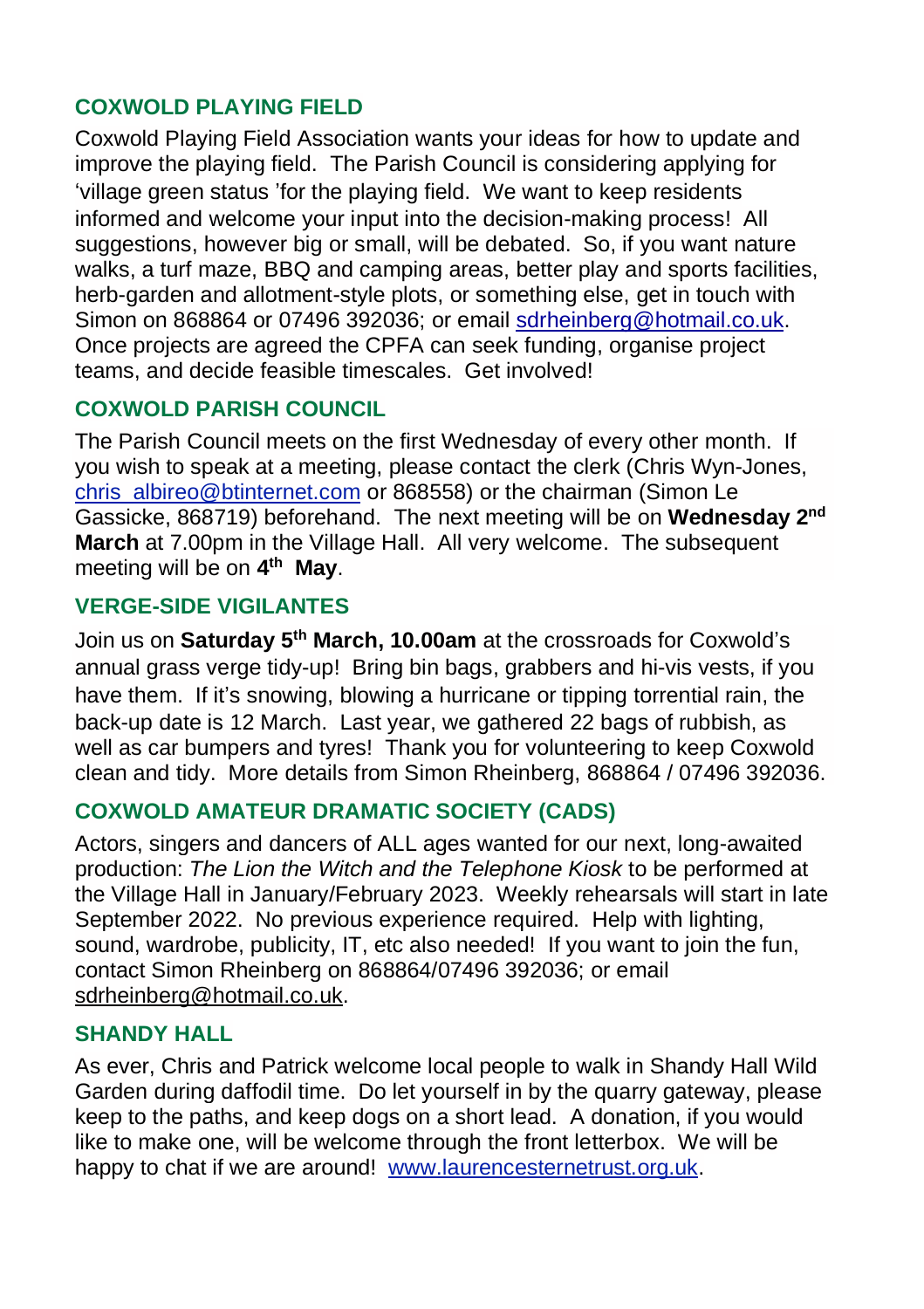## COXWOLD PLAYING FIELD

Coxwold Playing Field Association wants your ideas for how to update and improve the playing field. The Parish Council is considering applying for 'village green status 'for the playing field. We want to keep residents informed and welcome your input into the decision-making process! All suggestions, however big or small, will be debated. So, if you want nature walks, a turf maze, BBQ and camping areas, better play and sports facilities, herb-garden and allotment-style plots, or something else, get in touch with Simon on 868864 or 07496 392036; or email sdrheinberg@hotmail.co.uk. Once projects are agreed the CPFA can seek funding, organise project teams, and decide feasible timescales. Get involved!

## COXWOLD PARISH COUNCIL

The Parish Council meets on the first Wednesday of every other month. If you wish to speak at a meeting, please contact the clerk (Chris Wyn-Jones, chris_albireo@btinternet.com or 868558) or the chairman (Simon Le Gassicke, 868719) beforehand. The next meeting will be on **Wednesday 2nd March** at 7.00pm in the Village Hall. All very welcome. The subsequent meeting will be on **4th May**.

## VERGE-SIDE VIGILANTES

Join us on **Saturday 5th March, 10.00am** at the crossroads for Coxwold's annual grass verge tidy-up! Bring bin bags, grabbers and hi-vis vests, if you have them. If it's snowing, blowing a hurricane or tipping torrential rain, the back-up date is 12 March. Last year, we gathered 22 bags of rubbish, as well as car bumpers and tyres! Thank you for volunteering to keep Coxwold clean and tidy. More details from Simon Rheinberg, 868864 / 07496 392036.

## COXWOLD AMATEUR DRAMATIC SOCIETY (CADS)

Actors, singers and dancers of ALL ages wanted for our next, long-awaited production: *The Lion the Witch and the Telephone Kiosk* to be performed at the Village Hall in January/February 2023. Weekly rehearsals will start in late September 2022. No previous experience required. Help with lighting, sound, wardrobe, publicity, IT, etc also needed! If you want to join the fun, contact Simon Rheinberg on 868864/07496 392036; or email sdrheinberg@hotmail.co.uk.

## SHANDY HALL

As ever, Chris and Patrick welcome local people to walk in Shandy Hall Wild Garden during daffodil time. Do let yourself in by the quarry gateway, please keep to the paths, and keep dogs on a short lead. A donation, if you would like to make one, will be welcome through the front letterbox. We will be happy to chat if we are around! www.laurencesternetrust.org.uk.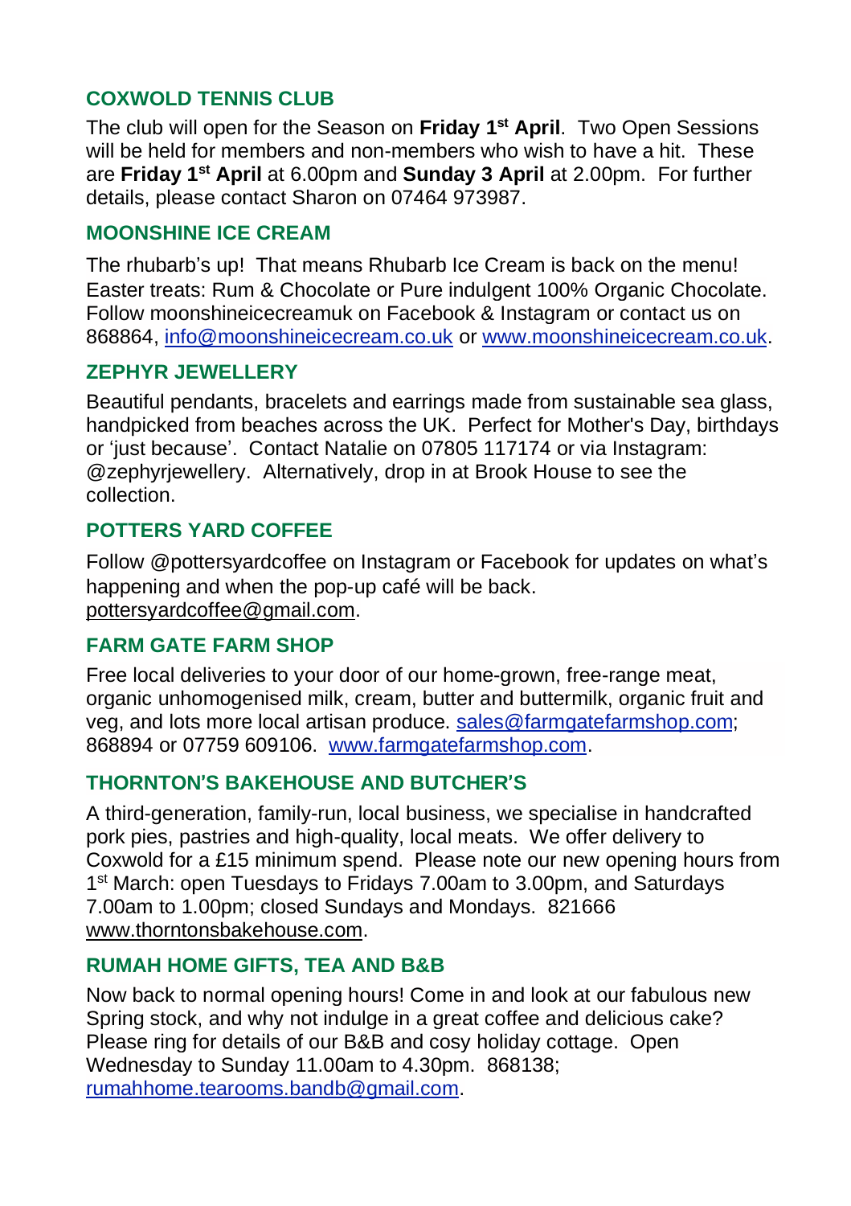## COXWOLD TENNIS CLUB

The club will open for the Season on **Friday 1st April**. Two Open Sessions will be held for members and non-members who wish to have a hit. These are **Friday 1st April** at 6.00pm and **Sunday 3 April** at 2.00pm. For further details, please contact Sharon on 07464 973987.

## MOONSHINE ICE CREAM

The rhubarb's up! That means Rhubarb Ice Cream is back on the menu! Easter treats: Rum & Chocolate or Pure indulgent 100% Organic Chocolate. Follow moonshineicecreamuk on Facebook & Instagram or contact us on 868864, info@moonshineicecream.co.uk or www.moonshineicecream.co.uk.

## ZEPHYR JEWELLERY

Beautiful pendants, bracelets and earrings made from sustainable sea glass, handpicked from beaches across the UK. Perfect for Mother's Day, birthdays or 'just because'. Contact Natalie on 07805 117174 or via Instagram: @zephyrjewellery. Alternatively, drop in at Brook House to see the collection.

## POTTERS YARD COFFEE

Follow @pottersyardcoffee on Instagram or Facebook for updates on what's happening and when the pop-up café will be back. pottersyardcoffee@gmail.com.

## FARM GATE FARM SHOP

Free local deliveries to your door of our home-grown, free-range meat, organic unhomogenised milk, cream, butter and buttermilk, organic fruit and veg, and lots more local artisan produce. sales@farmgatefarmshop.com; 868894 or 07759 609106. www.farmgatefarmshop.com.

## THORNTON'S BAKEHOUSE AND BUTCHER'S

A third-generation, family-run, local business, we specialise in handcrafted pork pies, pastries and high-quality, local meats. We offer delivery to Coxwold for a £15 minimum spend. Please note our new opening hours from 1st March: open Tuesdays to Fridays 7.00am to 3.00pm, and Saturdays 7.00am to 1.00pm; closed Sundays and Mondays. 821666 www.thorntonsbakehouse.com.

## RUMAH HOME GIFTS, TEA AND B&B

Now back to normal opening hours! Come in and look at our fabulous new Spring stock, and why not indulge in a great coffee and delicious cake? Please ring for details of our B&B and cosy holiday cottage. Open Wednesday to Sunday 11.00am to 4.30pm. 868138; rumahhome.tearooms.bandb@gmail.com.